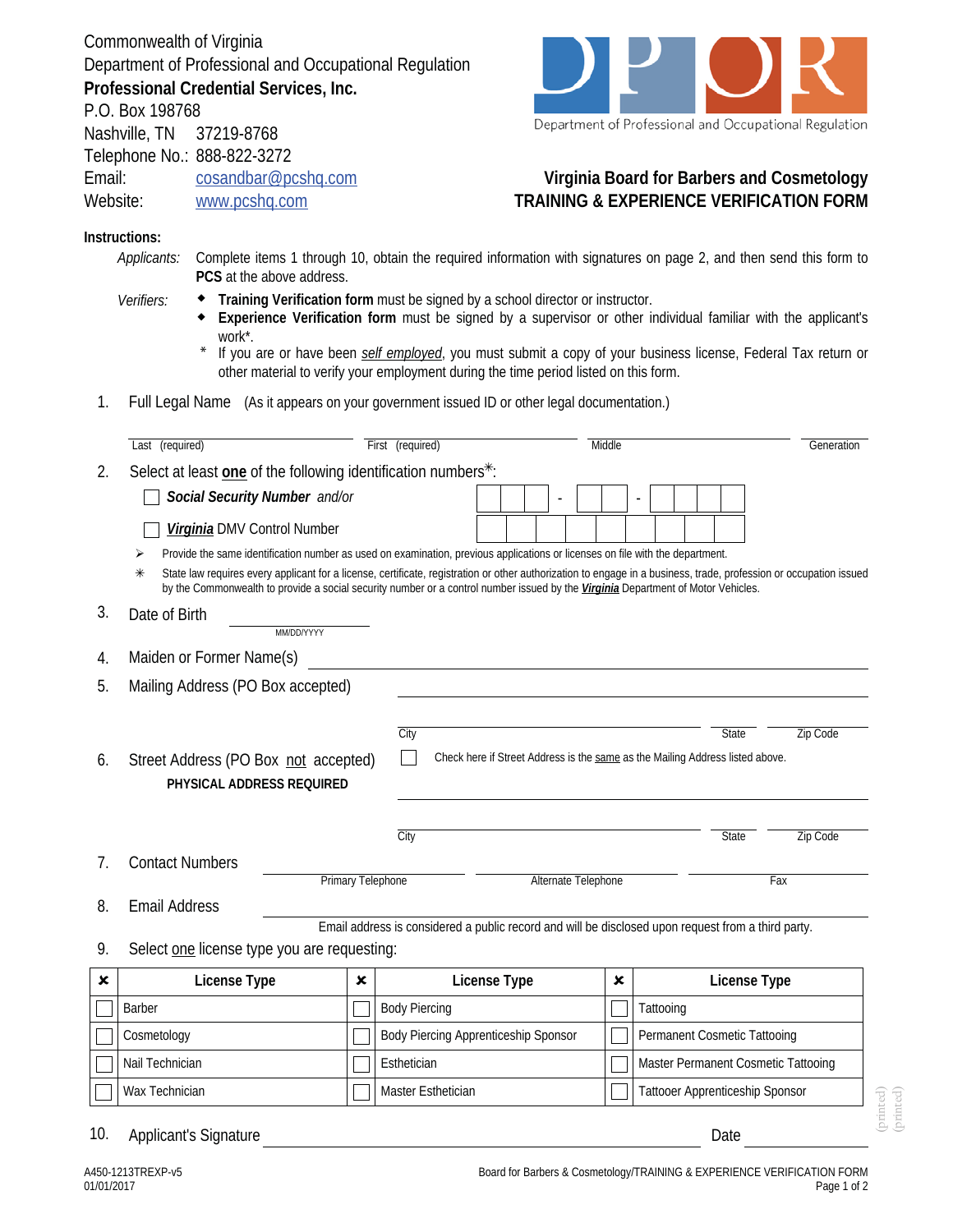Commonwealth of Virginia
Department of Professional and Occupational Regulation
**Professional Credential Services, Inc.**
P.O. Box 198768
Nashville, TN 37219-8768
Telephone No.: 888-822-3272
Email: cosandbar@pcshq.com
Website: www.pcshq.com

Department of Professional and Occupational Regulation

# Virginia Board for Barbers and Cosmetology
# TRAINING & EXPERIENCE VERIFICATION FORM

**Instructions:**

*Applicants:* Complete items 1 through 10, obtain the required information with signatures on page 2, and then send this form to **PCS** at the above address.

*Verifiers:*
- **Training Verification form** must be signed by a school director or instructor.
- **Experience Verification form** must be signed by a supervisor or other individual familiar with the applicant's work*.

\* If you are or have been *self employed*, you must submit a copy of your business license, Federal Tax return or other material to verify your employment during the time period listed on this form.

1. Full Legal Name (As it appears on your government issued ID or other legal documentation.)

Last (required) ______ First (required) ______ Middle ______ Generation ______

2. Select at least **one** of the following identification numbers✳:

☐ ***Social Security Number*** *and/or* ___ ___ ___ - ___ ___ - ___ ___ ___ ___

☐ ***Virginia*** DMV Control Number ___ ___ ___ ___ ___ ___ ___ ___ ___

➢ Provide the same identification number as used on examination, previous applications or licenses on file with the department.

✳ State law requires every applicant for a license, certificate, registration or other authorization to engage in a business, trade, profession or occupation issued by the Commonwealth to provide a social security number or a control number issued by the ***Virginia*** Department of Motor Vehicles.

3. Date of Birth ______ (MM/DD/YYYY)

4. Maiden or Former Name(s) ______

5. Mailing Address (PO Box accepted) ______

City ______ State ______ Zip Code ______

6. Street Address (PO Box not accepted) ☐ Check here if Street Address is the same as the Mailing Address listed above.
**PHYSICAL ADDRESS REQUIRED**

______

City ______ State ______ Zip Code ______

7. Contact Numbers ______ Primary Telephone ______ Alternate Telephone ______ Fax

8. Email Address ______
Email address is considered a public record and will be disclosed upon request from a third party.

9. Select one license type you are requesting:

| ✗ | License Type | ✗ | License Type | ✗ | License Type |
|---|---|---|---|---|---|
| ☐ | Barber | ☐ | Body Piercing | ☐ | Tattooing |
| ☐ | Cosmetology | ☐ | Body Piercing Apprenticeship Sponsor | ☐ | Permanent Cosmetic Tattooing |
| ☐ | Nail Technician | ☐ | Esthetician | ☐ | Master Permanent Cosmetic Tattooing |
| ☐ | Wax Technician | ☐ | Master Esthetician | ☐ | Tattooer Apprenticeship Sponsor |

10. Applicant's Signature ______ Date ______

A450-1213TREXP-v5
01/01/2017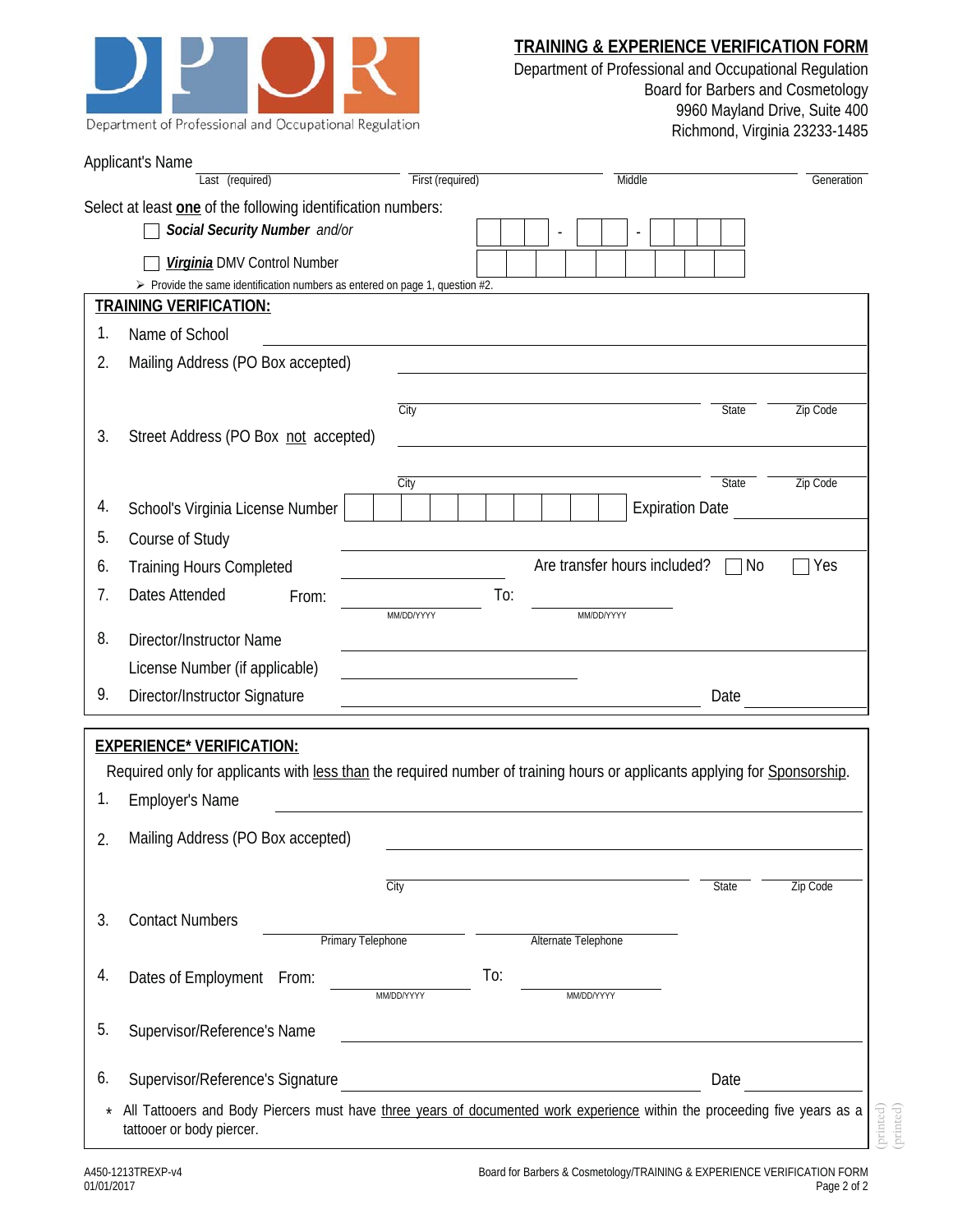# TRAINING & EXPERIENCE VERIFICATION FORM

Department of Professional and Occupational Regulation
Board for Barbers and Cosmetology
9960 Mayland Drive, Suite 400
Richmond, Virginia 23233-1485

Department of Professional and Occupational Regulation

Applicant's Name ______________________ ______________________ ______________________ ______________
Last (required) | First (required) | Middle | Generation

Select at least **one** of the following identification numbers:

☐ ***Social Security Number*** *and/or* [ ][ ][ ] - [ ][ ] - [ ][ ][ ][ ]

☐ ***Virginia*** DMV Control Number [ ][ ][ ][ ][ ][ ][ ][ ][ ]

➢ Provide the same identification numbers as entered on page 1, question #2.

## TRAINING VERIFICATION:

1. Name of School ______________________________________________
2. Mailing Address (PO Box accepted) ______________________________________________
   ______________________ City ______ State ______ Zip Code
3. Street Address (PO Box not accepted) ______________________________________________
   ______________________ City ______ State ______ Zip Code
4. School's Virginia License Number [ ][ ][ ][ ][ ][ ][ ][ ][ ][ ] Expiration Date __________
5. Course of Study ______________________________________________
6. Training Hours Completed __________ Are transfer hours included? ☐ No ☐ Yes
7. Dates Attended From: __________ (MM/DD/YYYY) To: __________ (MM/DD/YYYY)
8. Director/Instructor Name ______________________________________________
   License Number (if applicable) ______________________
9. Director/Instructor Signature ______________________________ Date __________

## EXPERIENCE* VERIFICATION:

Required only for applicants with less than the required number of training hours or applicants applying for Sponsorship.

1. Employer's Name ______________________________________________
2. Mailing Address (PO Box accepted) ______________________________________________
   ______________________ City ______ State ______ Zip Code
3. Contact Numbers ______________ Primary Telephone ______________ Alternate Telephone
4. Dates of Employment From: __________ (MM/DD/YYYY) To: __________ (MM/DD/YYYY)
5. Supervisor/Reference's Name ______________________________________________ (printed)
6. Supervisor/Reference's Signature ______________________________ Date __________

\* All Tattooers and Body Piercers must have three years of documented work experience within the proceeding five years as a tattooer or body piercer.

A450-1213TREXP-v4
01/01/2017